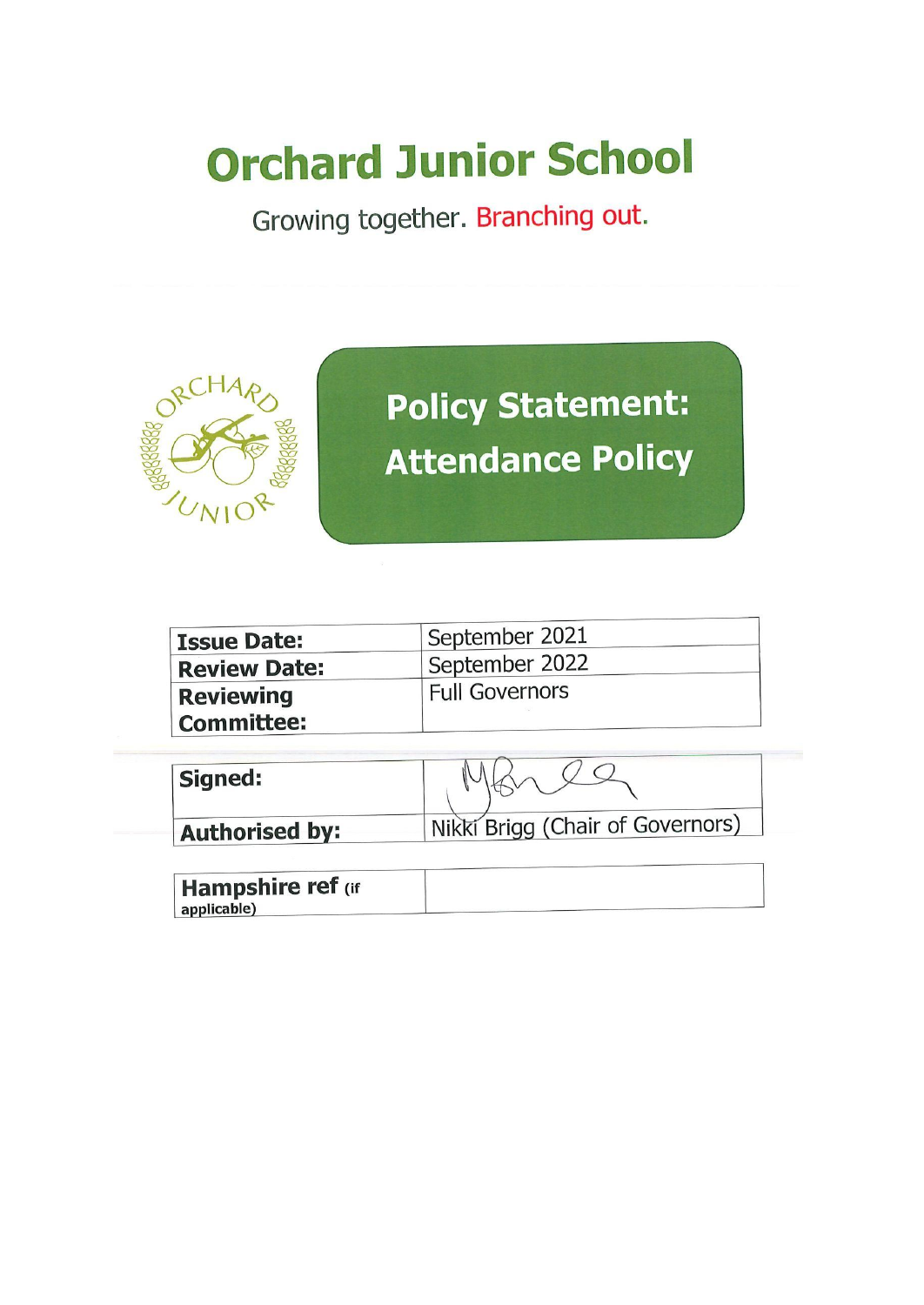# Orchard Junior School

Growing together. Branching out.

## Policy Statement: Attendance Policy

| Issue Date: | September 2021 |
|---|---|
| Review Date: | September 2022 |
| Reviewing Committee: | Full Governors |

| Signed: | |
|---|---|
| Authorised by: | Nikki Brigg (Chair of Governors) |

| Hampshire ref (if applicable) | |
|---|---|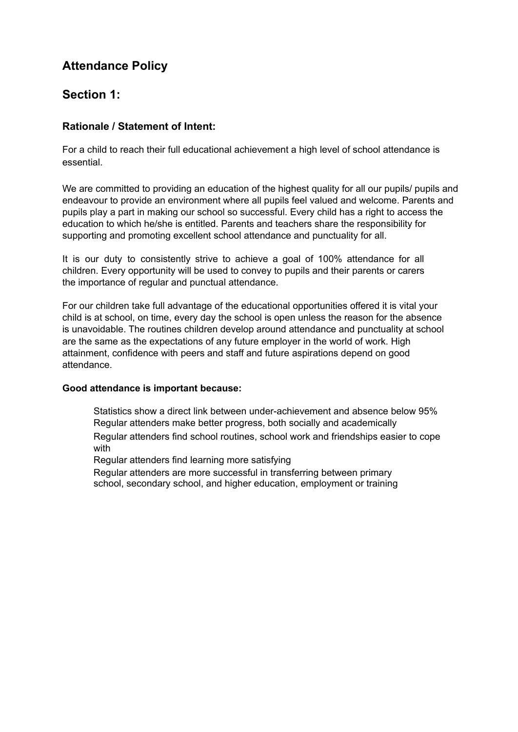# Attendance Policy

## Section 1:

### Rationale / Statement of Intent:

For a child to reach their full educational achievement a high level of school attendance is essential.

We are committed to providing an education of the highest quality for all our pupils/ pupils and endeavour to provide an environment where all pupils feel valued and welcome. Parents and pupils play a part in making our school so successful. Every child has a right to access the education to which he/she is entitled. Parents and teachers share the responsibility for supporting and promoting excellent school attendance and punctuality for all.

It is our duty to consistently strive to achieve a goal of 100% attendance for all children. Every opportunity will be used to convey to pupils and their parents or carers the importance of regular and punctual attendance.

For our children take full advantage of the educational opportunities offered it is vital your child is at school, on time, every day the school is open unless the reason for the absence is unavoidable. The routines children develop around attendance and punctuality at school are the same as the expectations of any future employer in the world of work. High attainment, confidence with peers and staff and future aspirations depend on good attendance.

**Good attendance is important because:**

- Statistics show a direct link between under-achievement and absence below 95%
- Regular attenders make better progress, both socially and academically
- Regular attenders find school routines, school work and friendships easier to cope with
- Regular attenders find learning more satisfying
- Regular attenders are more successful in transferring between primary school, secondary school, and higher education, employment or training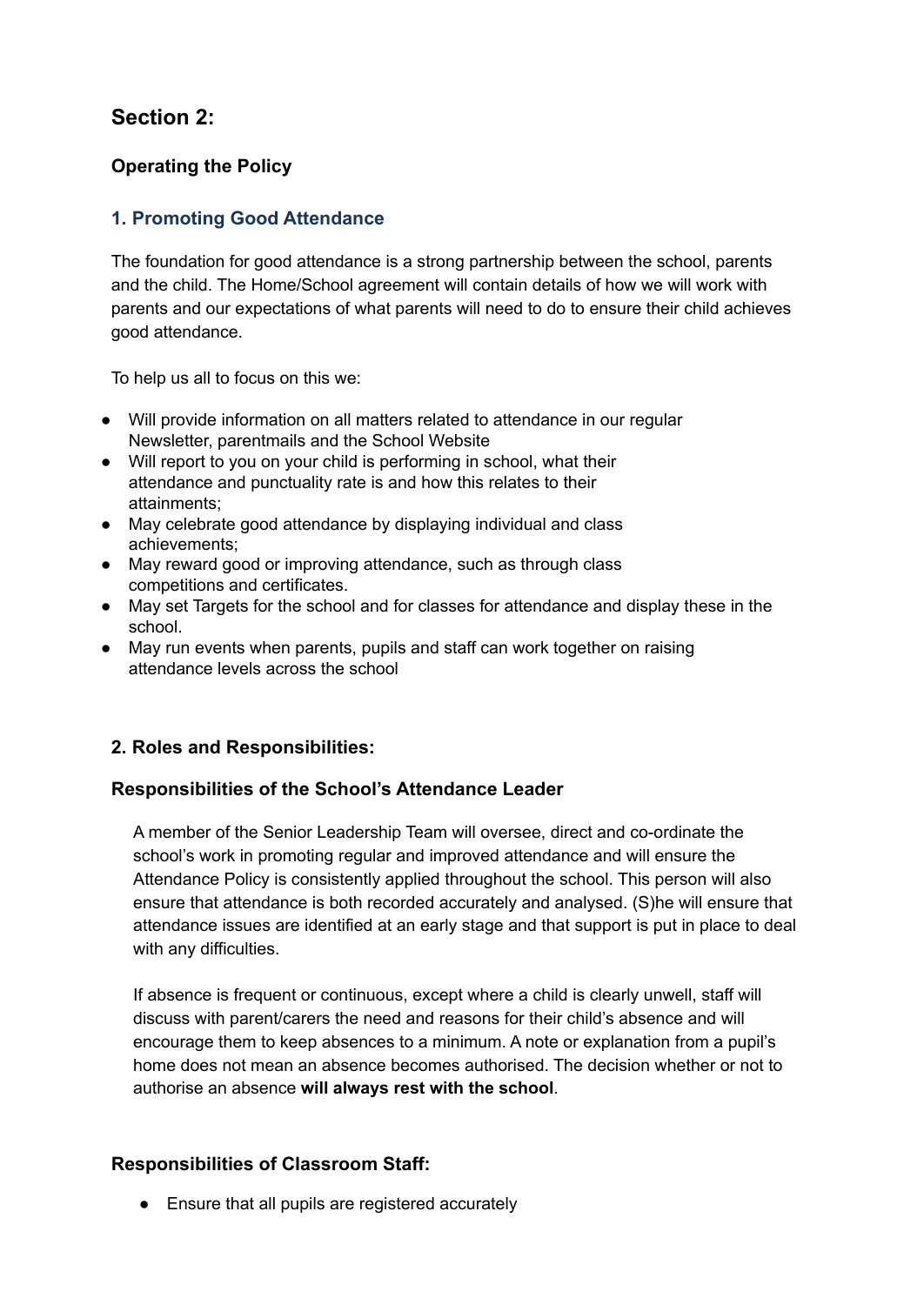## Section 2:

### Operating the Policy

### 1. Promoting Good Attendance

The foundation for good attendance is a strong partnership between the school, parents and the child. The Home/School agreement will contain details of how we will work with parents and our expectations of what parents will need to do to ensure their child achieves good attendance.

To help us all to focus on this we:

- Will provide information on all matters related to attendance in our regular Newsletter, parentmails and the School Website
- Will report to you on your child is performing in school, what their attendance and punctuality rate is and how this relates to their attainments;
- May celebrate good attendance by displaying individual and class achievements;
- May reward good or improving attendance, such as through class competitions and certificates.
- May set Targets for the school and for classes for attendance and display these in the school.
- May run events when parents, pupils and staff can work together on raising attendance levels across the school

### 2. Roles and Responsibilities:

### Responsibilities of the School's Attendance Leader

A member of the Senior Leadership Team will oversee, direct and co-ordinate the school's work in promoting regular and improved attendance and will ensure the Attendance Policy is consistently applied throughout the school. This person will also ensure that attendance is both recorded accurately and analysed. (S)he will ensure that attendance issues are identified at an early stage and that support is put in place to deal with any difficulties.

If absence is frequent or continuous, except where a child is clearly unwell, staff will discuss with parent/carers the need and reasons for their child's absence and will encourage them to keep absences to a minimum. A note or explanation from a pupil's home does not mean an absence becomes authorised. The decision whether or not to authorise an absence **will always rest with the school**.

### Responsibilities of Classroom Staff:

- Ensure that all pupils are registered accurately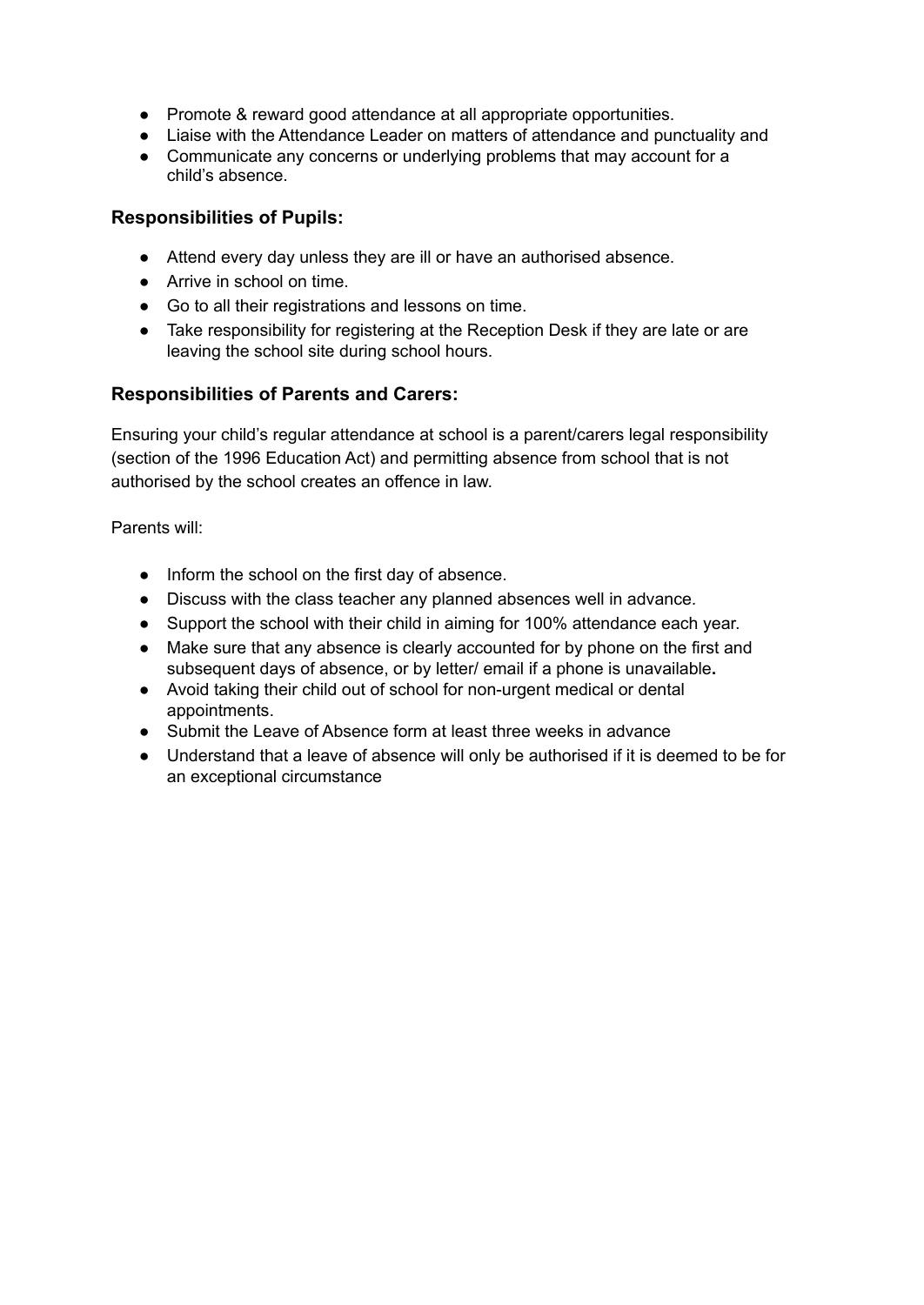- Promote & reward good attendance at all appropriate opportunities.
- Liaise with the Attendance Leader on matters of attendance and punctuality and
- Communicate any concerns or underlying problems that may account for a child's absence.

### Responsibilities of Pupils:

- Attend every day unless they are ill or have an authorised absence.
- Arrive in school on time.
- Go to all their registrations and lessons on time.
- Take responsibility for registering at the Reception Desk if they are late or are leaving the school site during school hours.

### Responsibilities of Parents and Carers:

Ensuring your child's regular attendance at school is a parent/carers legal responsibility (section of the 1996 Education Act) and permitting absence from school that is not authorised by the school creates an offence in law.

Parents will:

- Inform the school on the first day of absence.
- Discuss with the class teacher any planned absences well in advance.
- Support the school with their child in aiming for 100% attendance each year.
- Make sure that any absence is clearly accounted for by phone on the first and subsequent days of absence, or by letter/ email if a phone is unavailable**.**
- Avoid taking their child out of school for non-urgent medical or dental appointments.
- Submit the Leave of Absence form at least three weeks in advance
- Understand that a leave of absence will only be authorised if it is deemed to be for an exceptional circumstance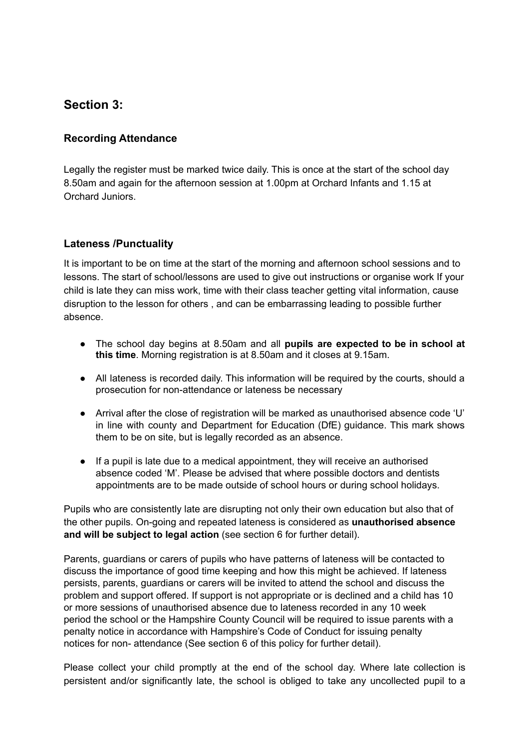## Section 3:

### Recording Attendance

Legally the register must be marked twice daily. This is once at the start of the school day 8.50am and again for the afternoon session at 1.00pm at Orchard Infants and 1.15 at Orchard Juniors.

### Lateness /Punctuality

It is important to be on time at the start of the morning and afternoon school sessions and to lessons. The start of school/lessons are used to give out instructions or organise work If your child is late they can miss work, time with their class teacher getting vital information, cause disruption to the lesson for others , and can be embarrassing leading to possible further absence.

- The school day begins at 8.50am and all **pupils are expected to be in school at this time**. Morning registration is at 8.50am and it closes at 9.15am.
- All lateness is recorded daily. This information will be required by the courts, should a prosecution for non-attendance or lateness be necessary
- Arrival after the close of registration will be marked as unauthorised absence code 'U' in line with county and Department for Education (DfE) guidance. This mark shows them to be on site, but is legally recorded as an absence.
- If a pupil is late due to a medical appointment, they will receive an authorised absence coded 'M'. Please be advised that where possible doctors and dentists appointments are to be made outside of school hours or during school holidays.

Pupils who are consistently late are disrupting not only their own education but also that of the other pupils. On-going and repeated lateness is considered as **unauthorised absence and will be subject to legal action** (see section 6 for further detail).

Parents, guardians or carers of pupils who have patterns of lateness will be contacted to discuss the importance of good time keeping and how this might be achieved. If lateness persists, parents, guardians or carers will be invited to attend the school and discuss the problem and support offered. If support is not appropriate or is declined and a child has 10 or more sessions of unauthorised absence due to lateness recorded in any 10 week period the school or the Hampshire County Council will be required to issue parents with a penalty notice in accordance with Hampshire's Code of Conduct for issuing penalty notices for non- attendance (See section 6 of this policy for further detail).

Please collect your child promptly at the end of the school day. Where late collection is persistent and/or significantly late, the school is obliged to take any uncollected pupil to a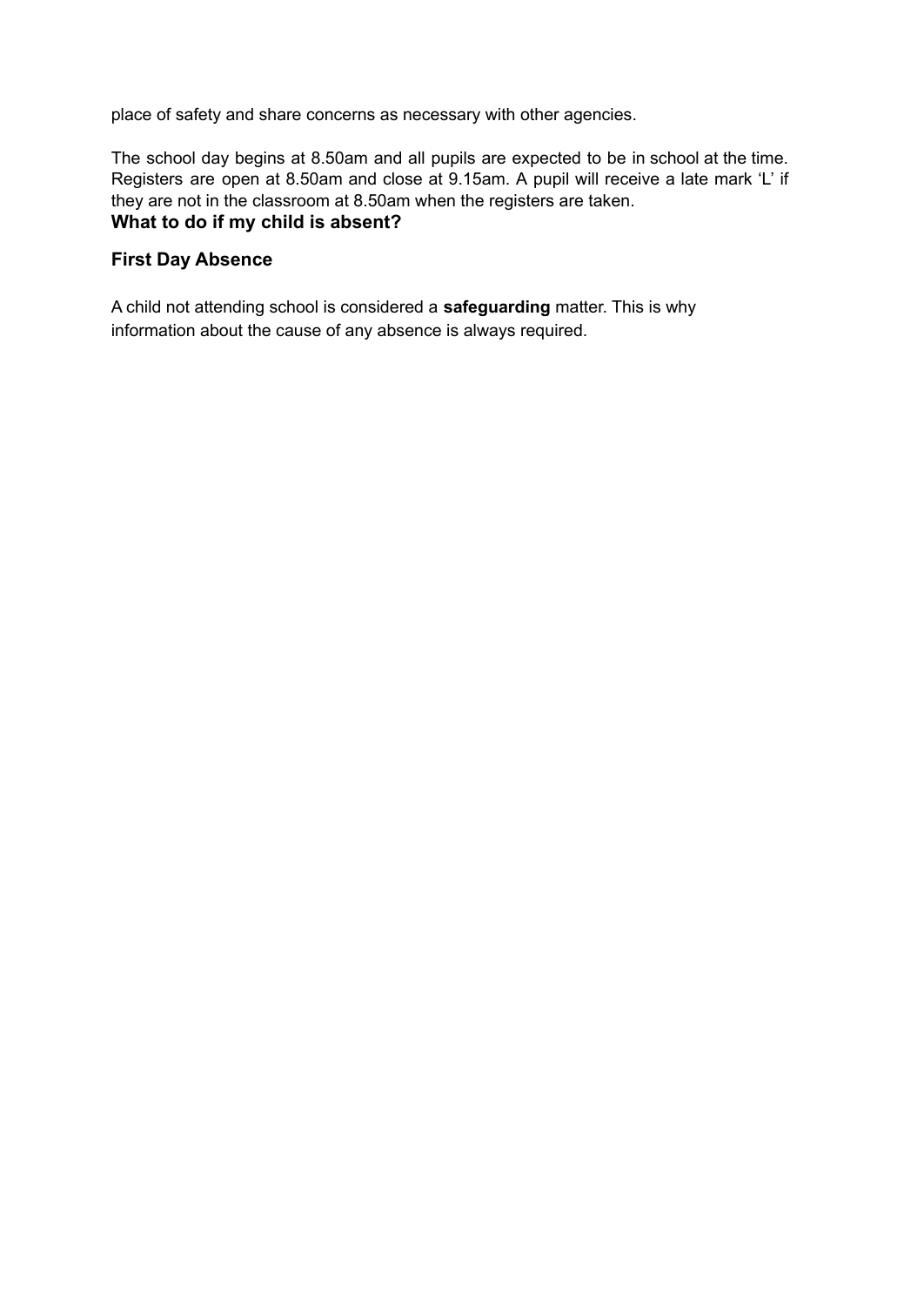place of safety and share concerns as necessary with other agencies.

The school day begins at 8.50am and all pupils are expected to be in school at the time. Registers are open at 8.50am and close at 9.15am. A pupil will receive a late mark 'L' if they are not in the classroom at 8.50am when the registers are taken.

### What to do if my child is absent?

### First Day Absence

A child not attending school is considered a **safeguarding** matter. This is why information about the cause of any absence is always required.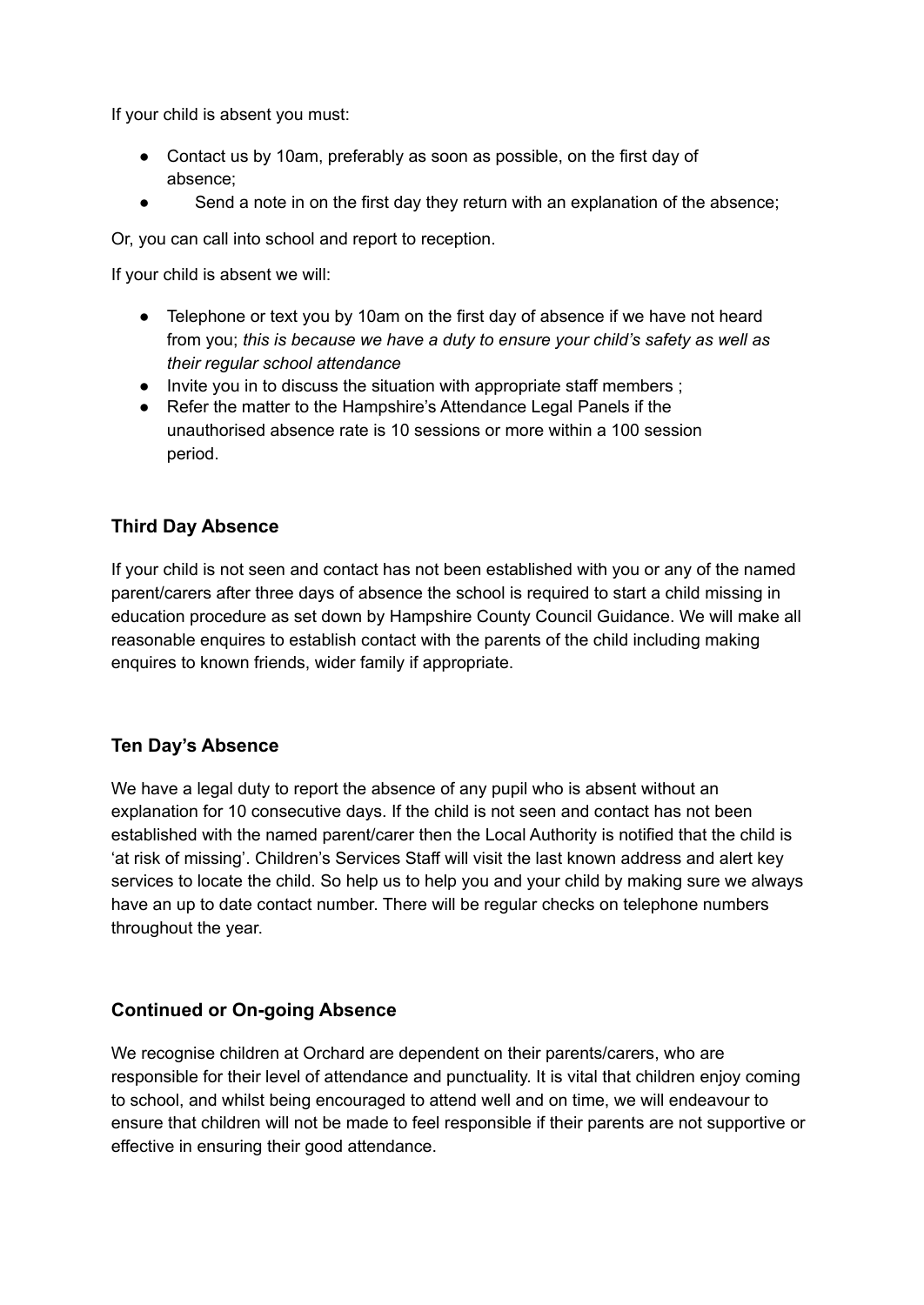If your child is absent you must:

- Contact us by 10am, preferably as soon as possible, on the first day of absence;
- Send a note in on the first day they return with an explanation of the absence;

Or, you can call into school and report to reception.

If your child is absent we will:

- Telephone or text you by 10am on the first day of absence if we have not heard from you; *this is because we have a duty to ensure your child's safety as well as their regular school attendance*
- Invite you in to discuss the situation with appropriate staff members ;
- Refer the matter to the Hampshire's Attendance Legal Panels if the unauthorised absence rate is 10 sessions or more within a 100 session period.

### Third Day Absence

If your child is not seen and contact has not been established with you or any of the named parent/carers after three days of absence the school is required to start a child missing in education procedure as set down by Hampshire County Council Guidance. We will make all reasonable enquires to establish contact with the parents of the child including making enquires to known friends, wider family if appropriate.

### Ten Day's Absence

We have a legal duty to report the absence of any pupil who is absent without an explanation for 10 consecutive days. If the child is not seen and contact has not been established with the named parent/carer then the Local Authority is notified that the child is 'at risk of missing'. Children's Services Staff will visit the last known address and alert key services to locate the child. So help us to help you and your child by making sure we always have an up to date contact number. There will be regular checks on telephone numbers throughout the year.

### Continued or On-going Absence

We recognise children at Orchard are dependent on their parents/carers, who are responsible for their level of attendance and punctuality. It is vital that children enjoy coming to school, and whilst being encouraged to attend well and on time, we will endeavour to ensure that children will not be made to feel responsible if their parents are not supportive or effective in ensuring their good attendance.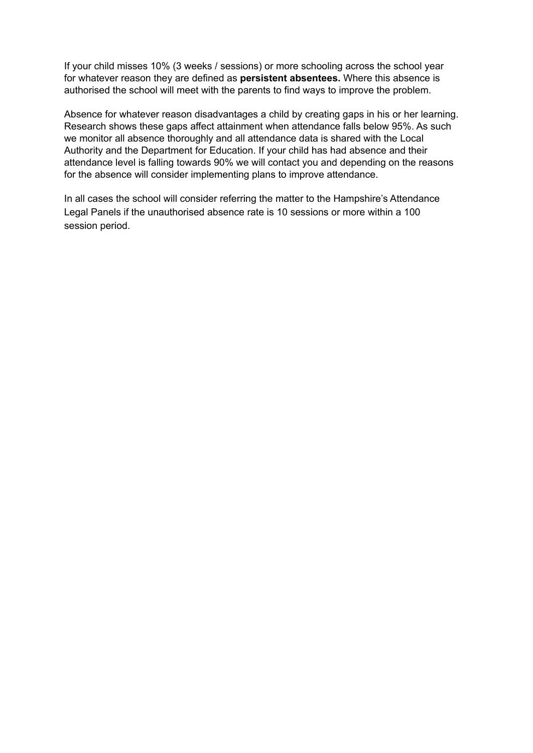If your child misses 10% (3 weeks / sessions) or more schooling across the school year for whatever reason they are defined as **persistent absentees.** Where this absence is authorised the school will meet with the parents to find ways to improve the problem.

Absence for whatever reason disadvantages a child by creating gaps in his or her learning. Research shows these gaps affect attainment when attendance falls below 95%. As such we monitor all absence thoroughly and all attendance data is shared with the Local Authority and the Department for Education. If your child has had absence and their attendance level is falling towards 90% we will contact you and depending on the reasons for the absence will consider implementing plans to improve attendance.

In all cases the school will consider referring the matter to the Hampshire's Attendance Legal Panels if the unauthorised absence rate is 10 sessions or more within a 100 session period.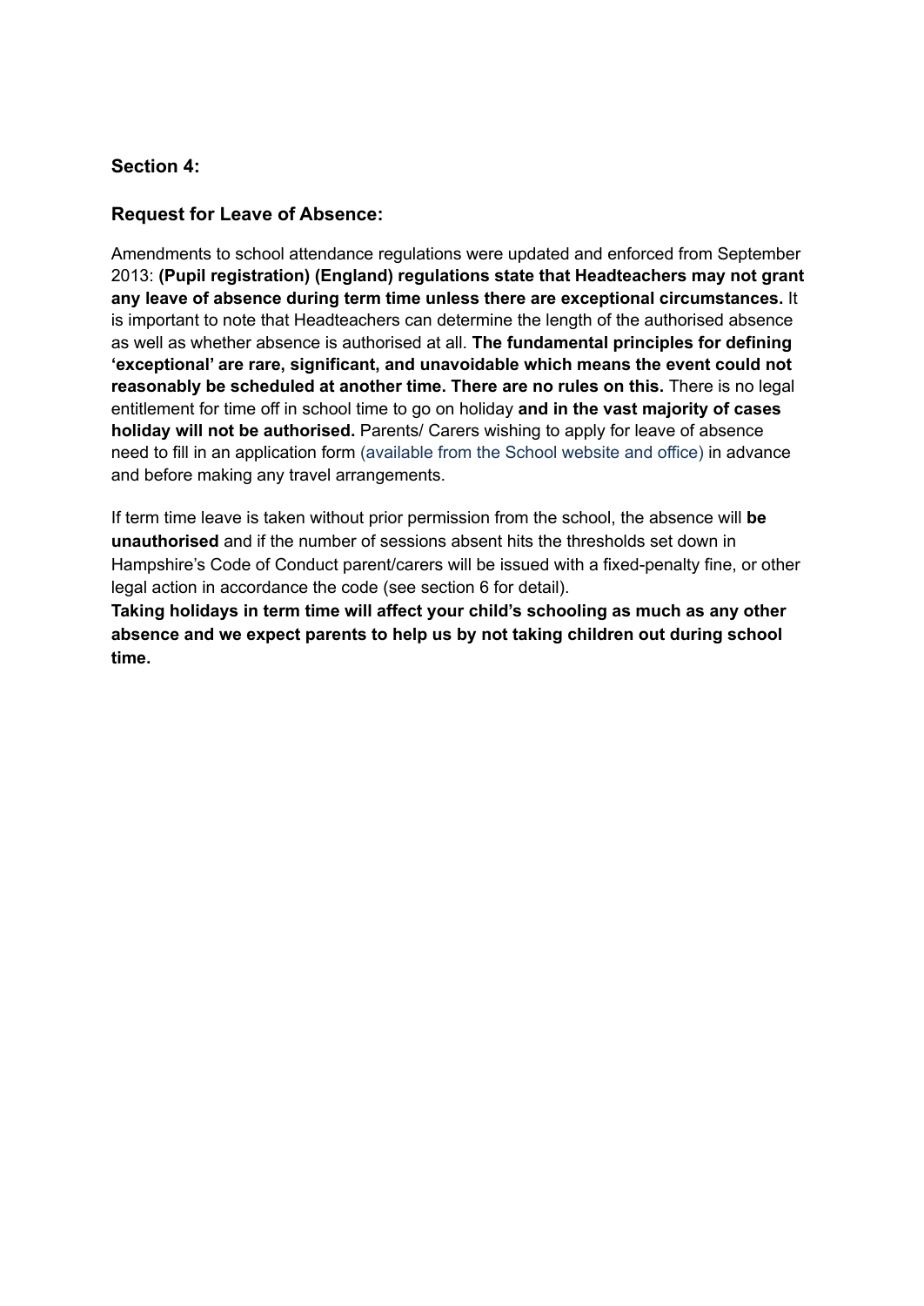## Section 4:

## Request for Leave of Absence:

Amendments to school attendance regulations were updated and enforced from September 2013: **(Pupil registration) (England) regulations state that Headteachers may not grant any leave of absence during term time unless there are exceptional circumstances.** It is important to note that Headteachers can determine the length of the authorised absence as well as whether absence is authorised at all. **The fundamental principles for defining 'exceptional' are rare, significant, and unavoidable which means the event could not reasonably be scheduled at another time. There are no rules on this.** There is no legal entitlement for time off in school time to go on holiday **and in the vast majority of cases holiday will not be authorised.** Parents/ Carers wishing to apply for leave of absence need to fill in an application form (available from the School website and office) in advance and before making any travel arrangements.

If term time leave is taken without prior permission from the school, the absence will **be unauthorised** and if the number of sessions absent hits the thresholds set down in Hampshire's Code of Conduct parent/carers will be issued with a fixed-penalty fine, or other legal action in accordance the code (see section 6 for detail).

**Taking holidays in term time will affect your child's schooling as much as any other absence and we expect parents to help us by not taking children out during school time.**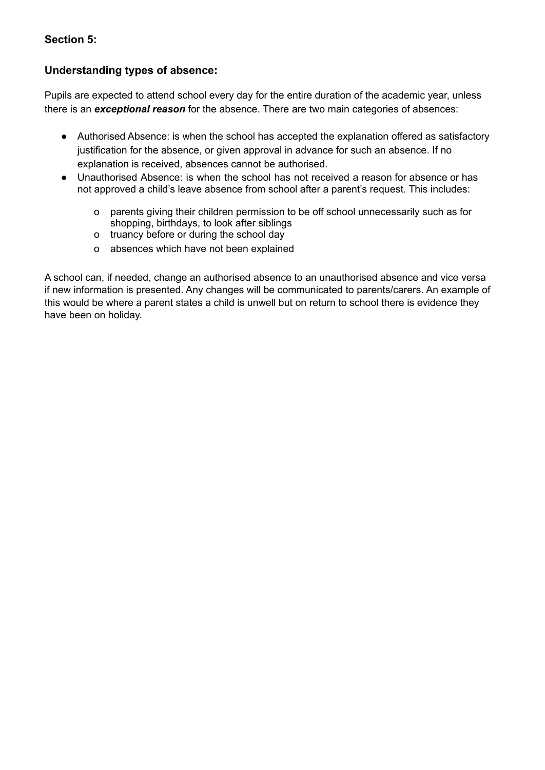## Section 5:

### Understanding types of absence:

Pupils are expected to attend school every day for the entire duration of the academic year, unless there is an ***exceptional reason*** for the absence. There are two main categories of absences:

- Authorised Absence: is when the school has accepted the explanation offered as satisfactory justification for the absence, or given approval in advance for such an absence. If no explanation is received, absences cannot be authorised.
- Unauthorised Absence: is when the school has not received a reason for absence or has not approved a child's leave absence from school after a parent's request. This includes:
  - parents giving their children permission to be off school unnecessarily such as for shopping, birthdays, to look after siblings
  - truancy before or during the school day
  - absences which have not been explained

A school can, if needed, change an authorised absence to an unauthorised absence and vice versa if new information is presented. Any changes will be communicated to parents/carers. An example of this would be where a parent states a child is unwell but on return to school there is evidence they have been on holiday.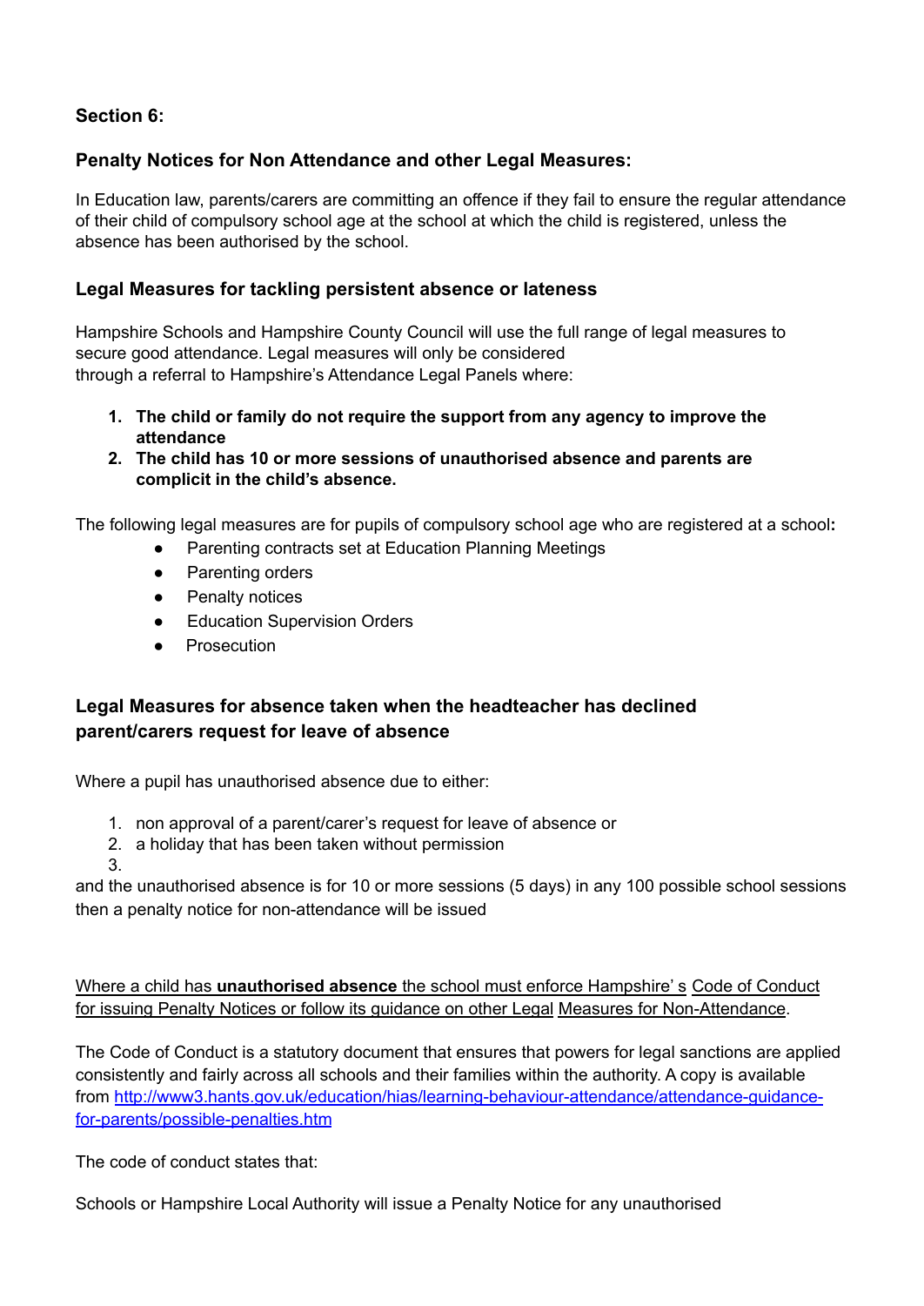**Section 6:**

**Penalty Notices for Non Attendance and other Legal Measures:**

In Education law, parents/carers are committing an offence if they fail to ensure the regular attendance of their child of compulsory school age at the school at which the child is registered, unless the absence has been authorised by the school.

**Legal Measures for tackling persistent absence or lateness**

Hampshire Schools and Hampshire County Council will use the full range of legal measures to secure good attendance. Legal measures will only be considered through a referral to Hampshire's Attendance Legal Panels where:

1. **The child or family do not require the support from any agency to improve the attendance**
2. **The child has 10 or more sessions of unauthorised absence and parents are complicit in the child's absence.**

The following legal measures are for pupils of compulsory school age who are registered at a school**:**

- Parenting contracts set at Education Planning Meetings
- Parenting orders
- Penalty notices
- Education Supervision Orders
- Prosecution

**Legal Measures for absence taken when the headteacher has declined parent/carers request for leave of absence**

Where a pupil has unauthorised absence due to either:

1. non approval of a parent/carer's request for leave of absence or
2. a holiday that has been taken without permission
3.

and the unauthorised absence is for 10 or more sessions (5 days) in any 100 possible school sessions then a penalty notice for non-attendance will be issued

Where a child has **unauthorised absence** the school must enforce Hampshire' s Code of Conduct for issuing Penalty Notices or follow its guidance on other Legal Measures for Non-Attendance.

The Code of Conduct is a statutory document that ensures that powers for legal sanctions are applied consistently and fairly across all schools and their families within the authority. A copy is available from http://www3.hants.gov.uk/education/hias/learning-behaviour-attendance/attendance-guidance-for-parents/possible-penalties.htm

The code of conduct states that:

Schools or Hampshire Local Authority will issue a Penalty Notice for any unauthorised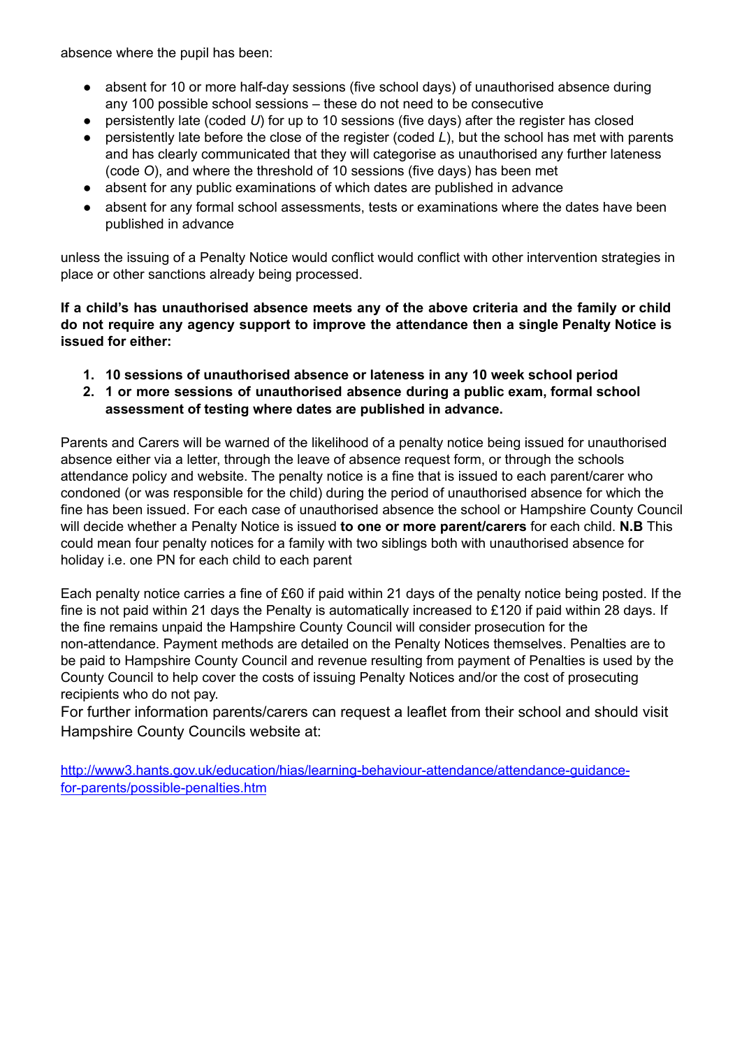absence where the pupil has been:

- absent for 10 or more half-day sessions (five school days) of unauthorised absence during any 100 possible school sessions – these do not need to be consecutive
- persistently late (coded *U*) for up to 10 sessions (five days) after the register has closed
- persistently late before the close of the register (coded *L*), but the school has met with parents and has clearly communicated that they will categorise as unauthorised any further lateness (code *O*), and where the threshold of 10 sessions (five days) has been met
- absent for any public examinations of which dates are published in advance
- absent for any formal school assessments, tests or examinations where the dates have been published in advance

unless the issuing of a Penalty Notice would conflict would conflict with other intervention strategies in place or other sanctions already being processed.

**If a child's has unauthorised absence meets any of the above criteria and the family or child do not require any agency support to improve the attendance then a single Penalty Notice is issued for either:**

1. **10 sessions of unauthorised absence or lateness in any 10 week school period**
2. **1 or more sessions of unauthorised absence during a public exam, formal school assessment of testing where dates are published in advance.**

Parents and Carers will be warned of the likelihood of a penalty notice being issued for unauthorised absence either via a letter, through the leave of absence request form, or through the schools attendance policy and website. The penalty notice is a fine that is issued to each parent/carer who condoned (or was responsible for the child) during the period of unauthorised absence for which the fine has been issued. For each case of unauthorised absence the school or Hampshire County Council will decide whether a Penalty Notice is issued **to one or more parent/carers** for each child. **N.B** This could mean four penalty notices for a family with two siblings both with unauthorised absence for holiday i.e. one PN for each child to each parent

Each penalty notice carries a fine of £60 if paid within 21 days of the penalty notice being posted. If the fine is not paid within 21 days the Penalty is automatically increased to £120 if paid within 28 days. If the fine remains unpaid the Hampshire County Council will consider prosecution for the non-attendance. Payment methods are detailed on the Penalty Notices themselves. Penalties are to be paid to Hampshire County Council and revenue resulting from payment of Penalties is used by the County Council to help cover the costs of issuing Penalty Notices and/or the cost of prosecuting recipients who do not pay.

For further information parents/carers can request a leaflet from their school and should visit Hampshire County Councils website at:

[http://www3.hants.gov.uk/education/hias/learning-behaviour-attendance/attendance-guidance-for-parents/possible-penalties.htm](http://www3.hants.gov.uk/education/hias/learning-behaviour-attendance/attendance-guidance-for-parents/possible-penalties.htm)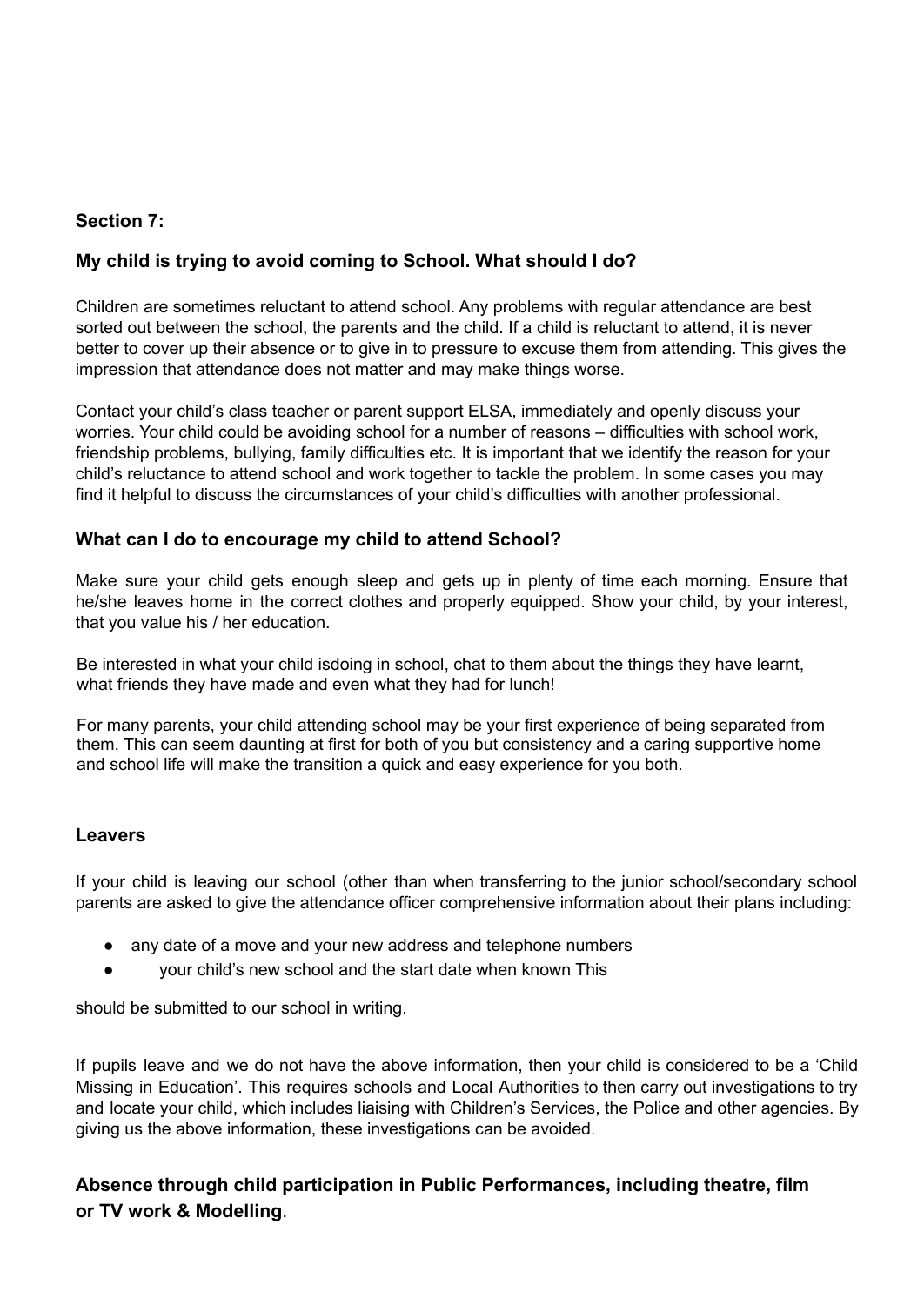**Section 7:**

### My child is trying to avoid coming to School. What should I do?

Children are sometimes reluctant to attend school. Any problems with regular attendance are best sorted out between the school, the parents and the child. If a child is reluctant to attend, it is never better to cover up their absence or to give in to pressure to excuse them from attending. This gives the impression that attendance does not matter and may make things worse.

Contact your child's class teacher or parent support ELSA, immediately and openly discuss your worries. Your child could be avoiding school for a number of reasons – difficulties with school work, friendship problems, bullying, family difficulties etc. It is important that we identify the reason for your child's reluctance to attend school and work together to tackle the problem. In some cases you may find it helpful to discuss the circumstances of your child's difficulties with another professional.

### What can I do to encourage my child to attend School?

Make sure your child gets enough sleep and gets up in plenty of time each morning. Ensure that he/she leaves home in the correct clothes and properly equipped. Show your child, by your interest, that you value his / her education.

Be interested in what your child isdoing in school, chat to them about the things they have learnt, what friends they have made and even what they had for lunch!

For many parents, your child attending school may be your first experience of being separated from them. This can seem daunting at first for both of you but consistency and a caring supportive home and school life will make the transition a quick and easy experience for you both.

### Leavers

If your child is leaving our school (other than when transferring to the junior school/secondary school parents are asked to give the attendance officer comprehensive information about their plans including:

- any date of a move and your new address and telephone numbers
- your child's new school and the start date when known This

should be submitted to our school in writing.

If pupils leave and we do not have the above information, then your child is considered to be a 'Child Missing in Education'. This requires schools and Local Authorities to then carry out investigations to try and locate your child, which includes liaising with Children's Services, the Police and other agencies. By giving us the above information, these investigations can be avoided.

### Absence through child participation in Public Performances, including theatre, film or TV work & Modelling.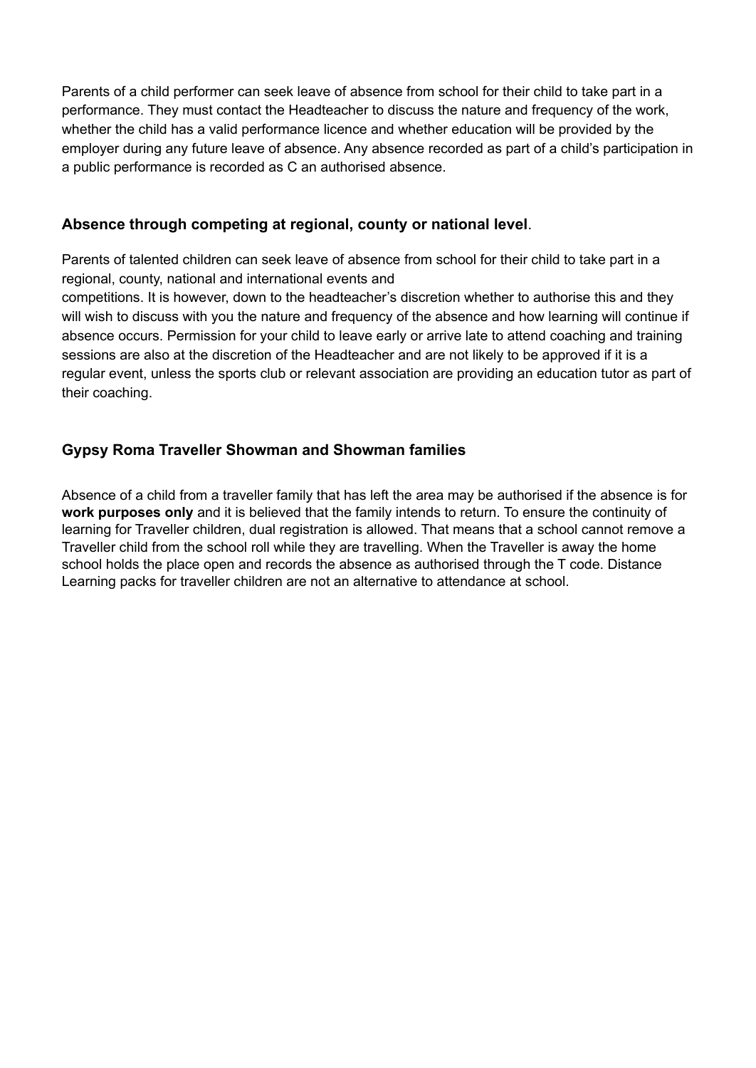Parents of a child performer can seek leave of absence from school for their child to take part in a performance. They must contact the Headteacher to discuss the nature and frequency of the work, whether the child has a valid performance licence and whether education will be provided by the employer during any future leave of absence. Any absence recorded as part of a child's participation in a public performance is recorded as C an authorised absence.

### **Absence through competing at regional, county or national level**.

Parents of talented children can seek leave of absence from school for their child to take part in a regional, county, national and international events and competitions. It is however, down to the headteacher's discretion whether to authorise this and they will wish to discuss with you the nature and frequency of the absence and how learning will continue if absence occurs. Permission for your child to leave early or arrive late to attend coaching and training sessions are also at the discretion of the Headteacher and are not likely to be approved if it is a regular event, unless the sports club or relevant association are providing an education tutor as part of their coaching.

### Gypsy Roma Traveller Showman and Showman families

Absence of a child from a traveller family that has left the area may be authorised if the absence is for **work purposes only** and it is believed that the family intends to return. To ensure the continuity of learning for Traveller children, dual registration is allowed. That means that a school cannot remove a Traveller child from the school roll while they are travelling. When the Traveller is away the home school holds the place open and records the absence as authorised through the T code. Distance Learning packs for traveller children are not an alternative to attendance at school.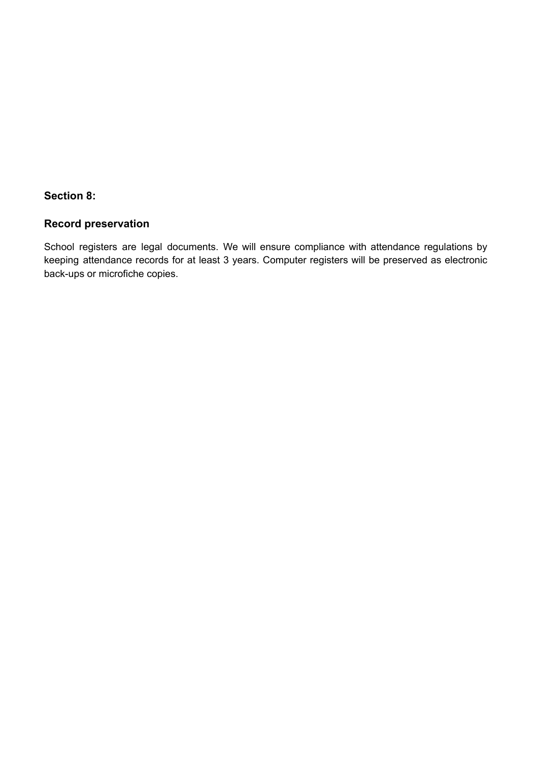## Section 8:

## Record preservation

School registers are legal documents. We will ensure compliance with attendance regulations by keeping attendance records for at least 3 years. Computer registers will be preserved as electronic back-ups or microfiche copies.